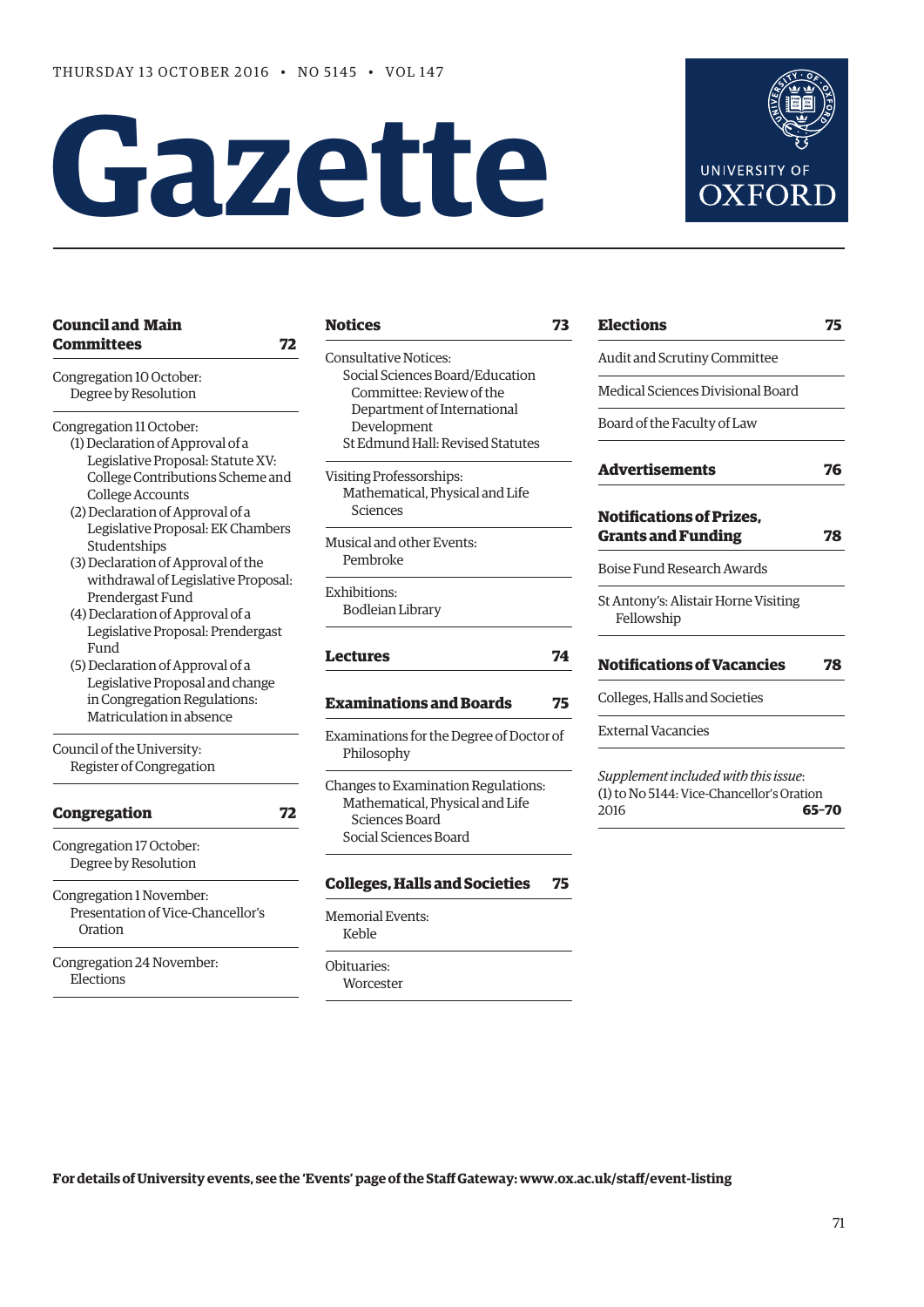THURSDAY 13 OCTOBER 2016 • NO 5145 • VOL 147

# Gazette

UNIVERSITY OF OXFORD

## Council and Main Committees 72

Congregation 10 October:
- Degree by Resolution

Congregation 11 October:
- (1) Declaration of Approval of a Legislative Proposal: Statute XV: College Contributions Scheme and College Accounts
- (2) Declaration of Approval of a Legislative Proposal: EK Chambers Studentships
- (3) Declaration of Approval of the withdrawal of Legislative Proposal: Prendergast Fund
- (4) Declaration of Approval of a Legislative Proposal: Prendergast Fund
- (5) Declaration of Approval of a Legislative Proposal and change in Congregation Regulations: Matriculation in absence

Council of the University:
- Register of Congregation

## Congregation 72

Congregation 17 October:
- Degree by Resolution

Congregation 1 November:
- Presentation of Vice-Chancellor's Oration

Congregation 24 November:
- Elections

## Notices 73

Consultative Notices:
- Social Sciences Board/Education Committee: Review of the Department of International Development
- St Edmund Hall: Revised Statutes

Visiting Professorships:
- Mathematical, Physical and Life Sciences

Musical and other Events:
- Pembroke

Exhibitions:
- Bodleian Library

## Lectures 74

## Examinations and Boards 75

Examinations for the Degree of Doctor of Philosophy

Changes to Examination Regulations:
- Mathematical, Physical and Life Sciences Board
- Social Sciences Board

## Colleges, Halls and Societies 75

Memorial Events:
- Keble

Obituaries:
- Worcester

## Elections 75

Audit and Scrutiny Committee

Medical Sciences Divisional Board

Board of the Faculty of Law

## Advertisements 76

## Notifications of Prizes, Grants and Funding 78

Boise Fund Research Awards

St Antony's: Alistair Horne Visiting Fellowship

## Notifications of Vacancies 78

Colleges, Halls and Societies

External Vacancies

*Supplement included with this issue*:
(1) to No 5144: Vice-Chancellor's Oration 2016 **65–70**

**For details of University events, see the 'Events' page of the Staff Gateway: www.ox.ac.uk/staff/event-listing**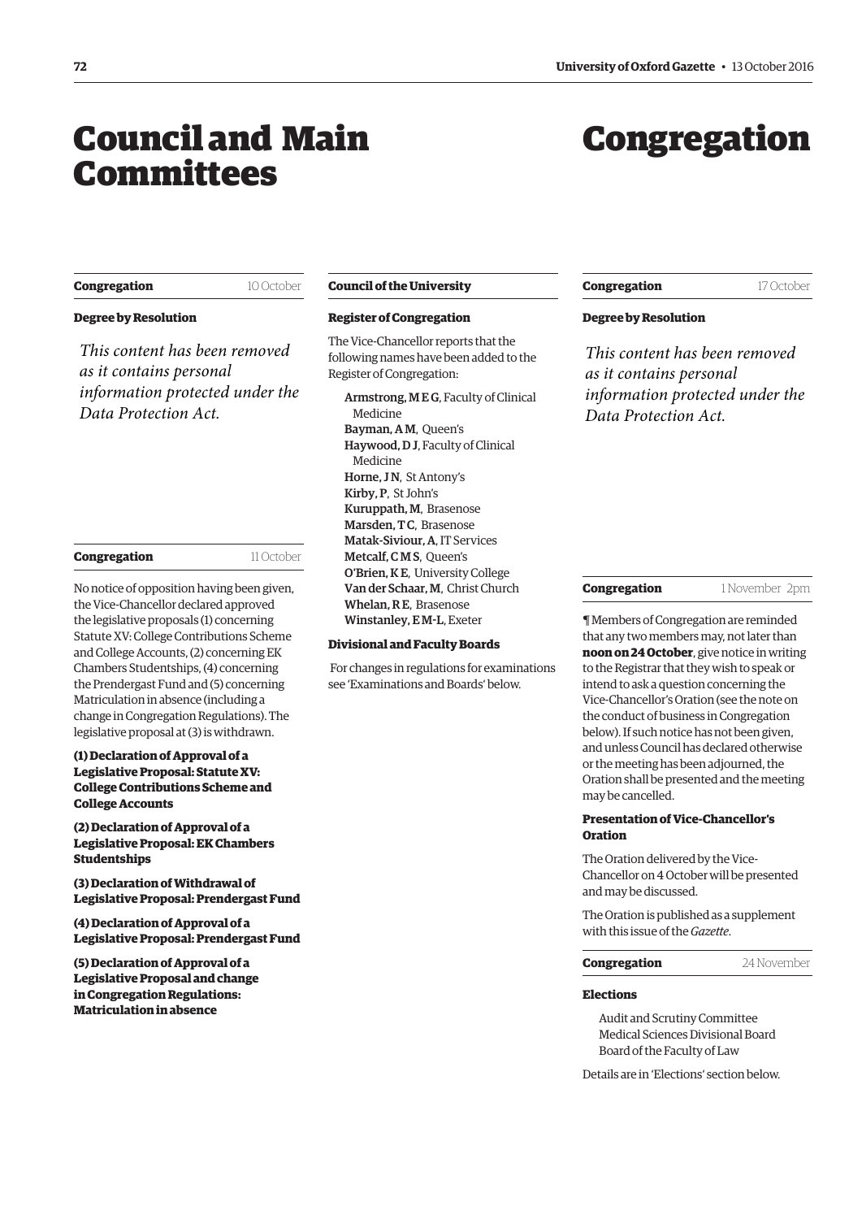# Council and Main Committees

## Congregation — 10 October

### Degree by Resolution

*This content has been removed as it contains personal information protected under the Data Protection Act.*

## Congregation — 11 October

No notice of opposition having been given, the Vice-Chancellor declared approved the legislative proposals (1) concerning Statute XV: College Contributions Scheme and College Accounts, (2) concerning EK Chambers Studentships, (4) concerning the Prendergast Fund and (5) concerning Matriculation in absence (including a change in Congregation Regulations). The legislative proposal at (3) is withdrawn.

**(1) Declaration of Approval of a Legislative Proposal: Statute XV: College Contributions Scheme and College Accounts**

**(2) Declaration of Approval of a Legislative Proposal: EK Chambers Studentships**

**(3) Declaration of Withdrawal of Legislative Proposal: Prendergast Fund**

**(4) Declaration of Approval of a Legislative Proposal: Prendergast Fund**

**(5) Declaration of Approval of a Legislative Proposal and change in Congregation Regulations: Matriculation in absence**

## Council of the University

### Register of Congregation

The Vice-Chancellor reports that the following names have been added to the Register of Congregation:

- **Armstrong, M E G**, Faculty of Clinical Medicine
- **Bayman, A M**, Queen's
- **Haywood, D J**, Faculty of Clinical Medicine
- **Horne, J N**, St Antony's
- **Kirby, P**, St John's
- **Kuruppath, M**, Brasenose
- **Marsden, T C**, Brasenose
- **Matak-Siviour, A**, IT Services
- **Metcalf, C M S**, Queen's
- **O'Brien, K E**, University College
- **Van der Schaar, M**, Christ Church
- **Whelan, R E**, Brasenose
- **Winstanley, E M-L**, Exeter

### Divisional and Faculty Boards

For changes in regulations for examinations see 'Examinations and Boards' below.

# Congregation

## Congregation — 17 October

### Degree by Resolution

*This content has been removed as it contains personal information protected under the Data Protection Act.*

## Congregation — 1 November 2pm

¶ Members of Congregation are reminded that any two members may, not later than **noon on 24 October**, give notice in writing to the Registrar that they wish to speak or intend to ask a question concerning the Vice-Chancellor's Oration (see the note on the conduct of business in Congregation below). If such notice has not been given, and unless Council has declared otherwise or the meeting has been adjourned, the Oration shall be presented and the meeting may be cancelled.

### Presentation of Vice-Chancellor's Oration

The Oration delivered by the Vice-Chancellor on 4 October will be presented and may be discussed.

The Oration is published as a supplement with this issue of the *Gazette*.

## Congregation — 24 November

### Elections

Audit and Scrutiny Committee
Medical Sciences Divisional Board
Board of the Faculty of Law

Details are in 'Elections' section below.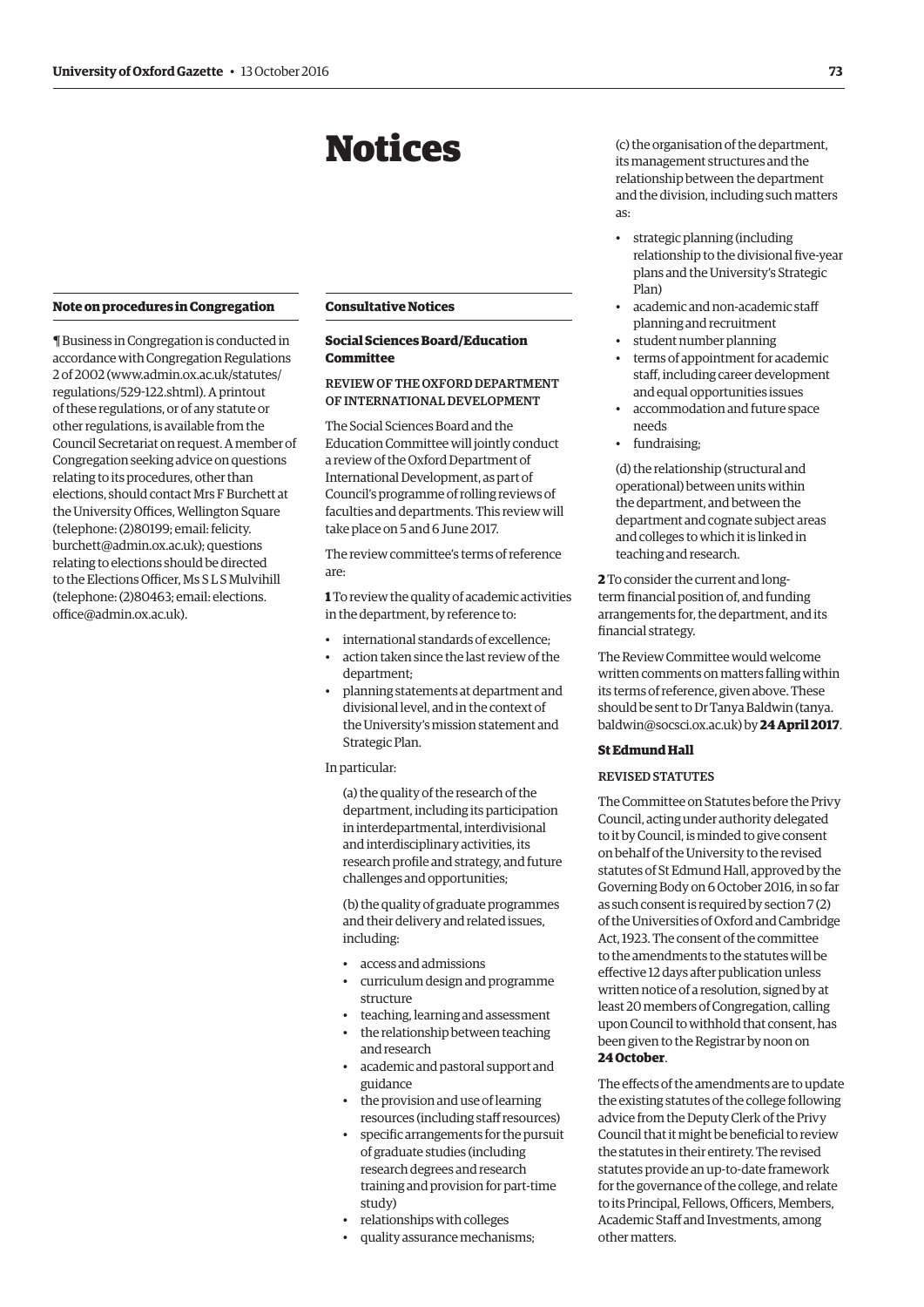# Notices

### Note on procedures in Congregation

¶ Business in Congregation is conducted in accordance with Congregation Regulations 2 of 2002 (www.admin.ox.ac.uk/statutes/regulations/529-122.shtml). A printout of these regulations, or of any statute or other regulations, is available from the Council Secretariat on request. A member of Congregation seeking advice on questions relating to its procedures, other than elections, should contact Mrs F Burchett at the University Offices, Wellington Square (telephone: (2)80199; email: felicity.burchett@admin.ox.ac.uk); questions relating to elections should be directed to the Elections Officer, Ms S L S Mulvihill (telephone: (2)80463; email: elections.office@admin.ox.ac.uk).

### Consultative Notices

#### Social Sciences Board/Education Committee

REVIEW OF THE OXFORD DEPARTMENT OF INTERNATIONAL DEVELOPMENT

The Social Sciences Board and the Education Committee will jointly conduct a review of the Oxford Department of International Development, as part of Council's programme of rolling reviews of faculties and departments. This review will take place on 5 and 6 June 2017.

The review committee's terms of reference are:

**1** To review the quality of academic activities in the department, by reference to:

- international standards of excellence;
- action taken since the last review of the department;
- planning statements at department and divisional level, and in the context of the University's mission statement and Strategic Plan.

In particular:

(a) the quality of the research of the department, including its participation in interdepartmental, interdivisional and interdisciplinary activities, its research profile and strategy, and future challenges and opportunities;

(b) the quality of graduate programmes and their delivery and related issues, including:

- access and admissions
- curriculum design and programme structure
- teaching, learning and assessment
- the relationship between teaching and research
- academic and pastoral support and guidance
- the provision and use of learning resources (including staff resources)
- specific arrangements for the pursuit of graduate studies (including research degrees and research training and provision for part-time study)
- relationships with colleges
- quality assurance mechanisms;

(c) the organisation of the department, its management structures and the relationship between the department and the division, including such matters as:

- strategic planning (including relationship to the divisional five-year plans and the University's Strategic Plan)
- academic and non-academic staff planning and recruitment
- student number planning
- terms of appointment for academic staff, including career development and equal opportunities issues
- accommodation and future space needs
- fundraising;

(d) the relationship (structural and operational) between units within the department, and between the department and cognate subject areas and colleges to which it is linked in teaching and research.

**2** To consider the current and long-term financial position of, and funding arrangements for, the department, and its financial strategy.

The Review Committee would welcome written comments on matters falling within its terms of reference, given above. These should be sent to Dr Tanya Baldwin (tanya.baldwin@socsci.ox.ac.uk) by **24 April 2017**.

#### St Edmund Hall

REVISED STATUTES

The Committee on Statutes before the Privy Council, acting under authority delegated to it by Council, is minded to give consent on behalf of the University to the revised statutes of St Edmund Hall, approved by the Governing Body on 6 October 2016, in so far as such consent is required by section 7 (2) of the Universities of Oxford and Cambridge Act, 1923. The consent of the committee to the amendments to the statutes will be effective 12 days after publication unless written notice of a resolution, signed by at least 20 members of Congregation, calling upon Council to withhold that consent, has been given to the Registrar by noon on **24 October**.

The effects of the amendments are to update the existing statutes of the college following advice from the Deputy Clerk of the Privy Council that it might be beneficial to review the statutes in their entirety. The revised statutes provide an up-to-date framework for the governance of the college, and relate to its Principal, Fellows, Officers, Members, Academic Staff and Investments, among other matters.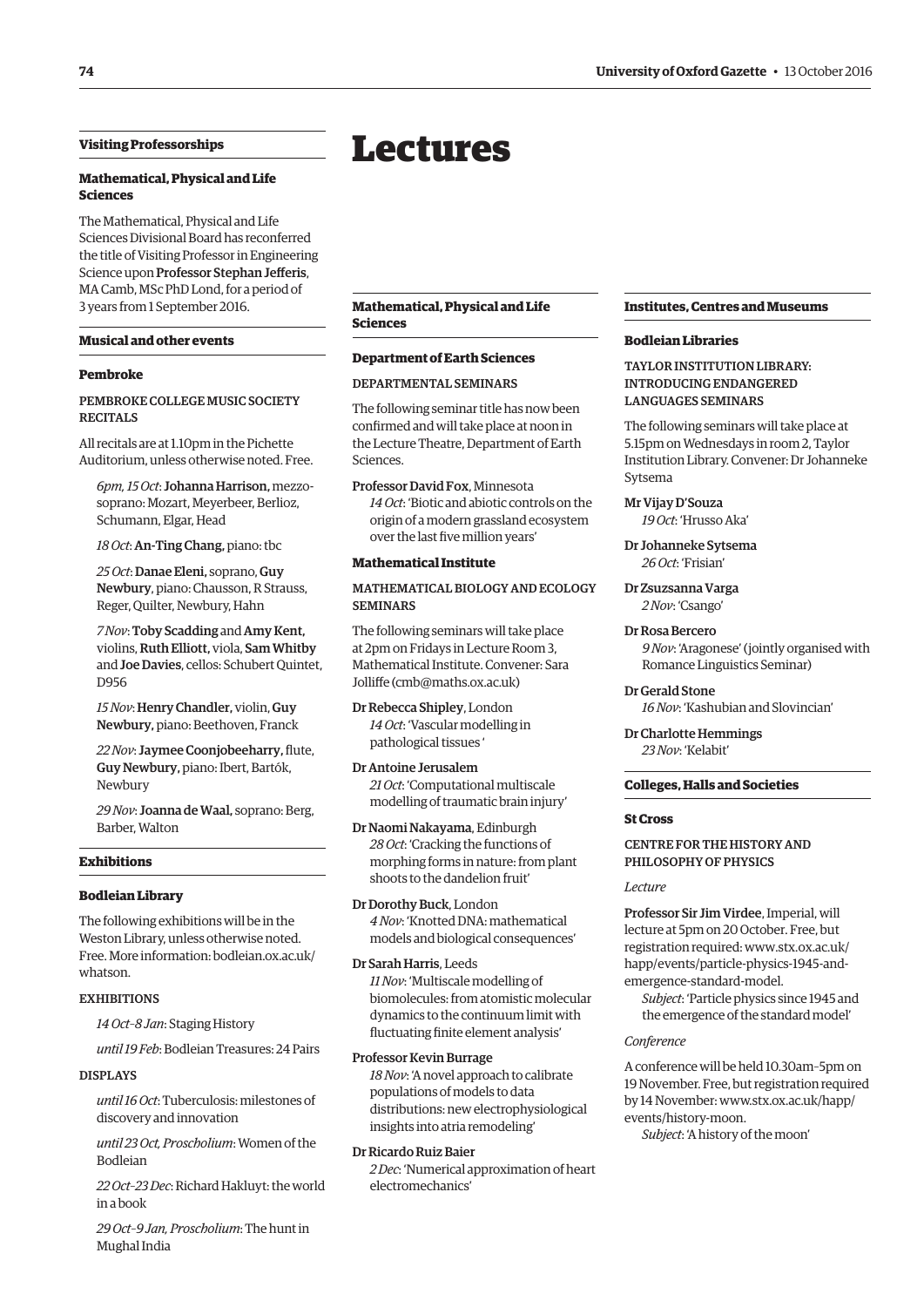## Visiting Professorships

### Mathematical, Physical and Life Sciences

The Mathematical, Physical and Life Sciences Divisional Board has reconferred the title of Visiting Professor in Engineering Science upon **Professor Stephan Jefferis**, MA Camb, MSc PhD Lond, for a period of 3 years from 1 September 2016.

## Musical and other events

### Pembroke

PEMBROKE COLLEGE MUSIC SOCIETY RECITALS

All recitals are at 1.10pm in the Pichette Auditorium, unless otherwise noted. Free.

*6pm, 15 Oct*: **Johanna Harrison,** mezzo-soprano: Mozart, Meyerbeer, Berlioz, Schumann, Elgar, Head

*18 Oct*: **An-Ting Chang,** piano: tbc

*25 Oct*: **Danae Eleni,** soprano, **Guy Newbury**, piano: Chausson, R Strauss, Reger, Quilter, Newbury, Hahn

*7 Nov*: **Toby Scadding** and **Amy Kent,** violins, **Ruth Elliott,** viola, **Sam Whitby** and **Joe Davies**, cellos: Schubert Quintet, D956

*15 Nov*: **Henry Chandler,** violin, **Guy Newbury,** piano: Beethoven, Franck

*22 Nov*: **Jaymee Coonjobeeharry,** flute, **Guy Newbury,** piano: Ibert, Bartók, Newbury

*29 Nov*: **Joanna de Waal,** soprano: Berg, Barber, Walton

## Exhibitions

### Bodleian Library

The following exhibitions will be in the Weston Library, unless otherwise noted. Free. More information: bodleian.ox.ac.uk/whatson.

EXHIBITIONS

*14 Oct–8 Jan*: Staging History

*until 19 Feb*: Bodleian Treasures: 24 Pairs

DISPLAYS

*until 16 Oct*: Tuberculosis: milestones of discovery and innovation

*until 23 Oct, Proscholium*: Women of the Bodleian

*22 Oct–23 Dec*: Richard Hakluyt: the world in a book

*29 Oct–9 Jan, Proscholium*: The hunt in Mughal India

# Lectures

## Mathematical, Physical and Life Sciences

### Department of Earth Sciences

DEPARTMENTAL SEMINARS

The following seminar title has now been confirmed and will take place at noon in the Lecture Theatre, Department of Earth Sciences.

**Professor David Fox**, Minnesota
*14 Oct*: 'Biotic and abiotic controls on the origin of a modern grassland ecosystem over the last five million years'

### Mathematical Institute

MATHEMATICAL BIOLOGY AND ECOLOGY SEMINARS

The following seminars will take place at 2pm on Fridays in Lecture Room 3, Mathematical Institute. Convener: Sara Jolliffe (cmb@maths.ox.ac.uk)

**Dr Rebecca Shipley**, London
*14 Oct*: 'Vascular modelling in pathological tissues '

**Dr Antoine Jerusalem**
*21 Oct*: 'Computational multiscale modelling of traumatic brain injury'

**Dr Naomi Nakayama**, Edinburgh
*28 Oct*: 'Cracking the functions of morphing forms in nature: from plant shoots to the dandelion fruit'

**Dr Dorothy Buck**, London
*4 Nov*: 'Knotted DNA: mathematical models and biological consequences'

**Dr Sarah Harris**, Leeds
*11 Nov*: 'Multiscale modelling of biomolecules: from atomistic molecular dynamics to the continuum limit with fluctuating finite element analysis'

**Professor Kevin Burrage**
*18 Nov*: 'A novel approach to calibrate populations of models to data distributions: new electrophysiological insights into atria remodeling'

**Dr Ricardo Ruiz Baier**
*2 Dec*: 'Numerical approximation of heart electromechanics'

## Institutes, Centres and Museums

### Bodleian Libraries

TAYLOR INSTITUTION LIBRARY: INTRODUCING ENDANGERED LANGUAGES SEMINARS

The following seminars will take place at 5.15pm on Wednesdays in room 2, Taylor Institution Library. Convener: Dr Johanneke Sytsema

**Mr Vijay D'Souza**
*19 Oct*: 'Hrusso Aka'

**Dr Johanneke Sytsema**
*26 Oct*: 'Frisian'

**Dr Zsuzsanna Varga**
*2 Nov*: 'Csango'

**Dr Rosa Bercero**
*9 Nov*: 'Aragonese' (jointly organised with Romance Linguistics Seminar)

**Dr Gerald Stone**
*16 Nov*: 'Kashubian and Slovincian'

**Dr Charlotte Hemmings**
*23 Nov*: 'Kelabit'

## Colleges, Halls and Societies

### St Cross

CENTRE FOR THE HISTORY AND PHILOSOPHY OF PHYSICS

*Lecture*

**Professor Sir Jim Virdee**, Imperial, will lecture at 5pm on 20 October. Free, but registration required: www.stx.ox.ac.uk/happ/events/particle-physics-1945-and-emergence-standard-model.
*Subject*: 'Particle physics since 1945 and the emergence of the standard model'

*Conference*

A conference will be held 10.30am–5pm on 19 November. Free, but registration required by 14 November: www.stx.ox.ac.uk/happ/events/history-moon.
*Subject*: 'A history of the moon'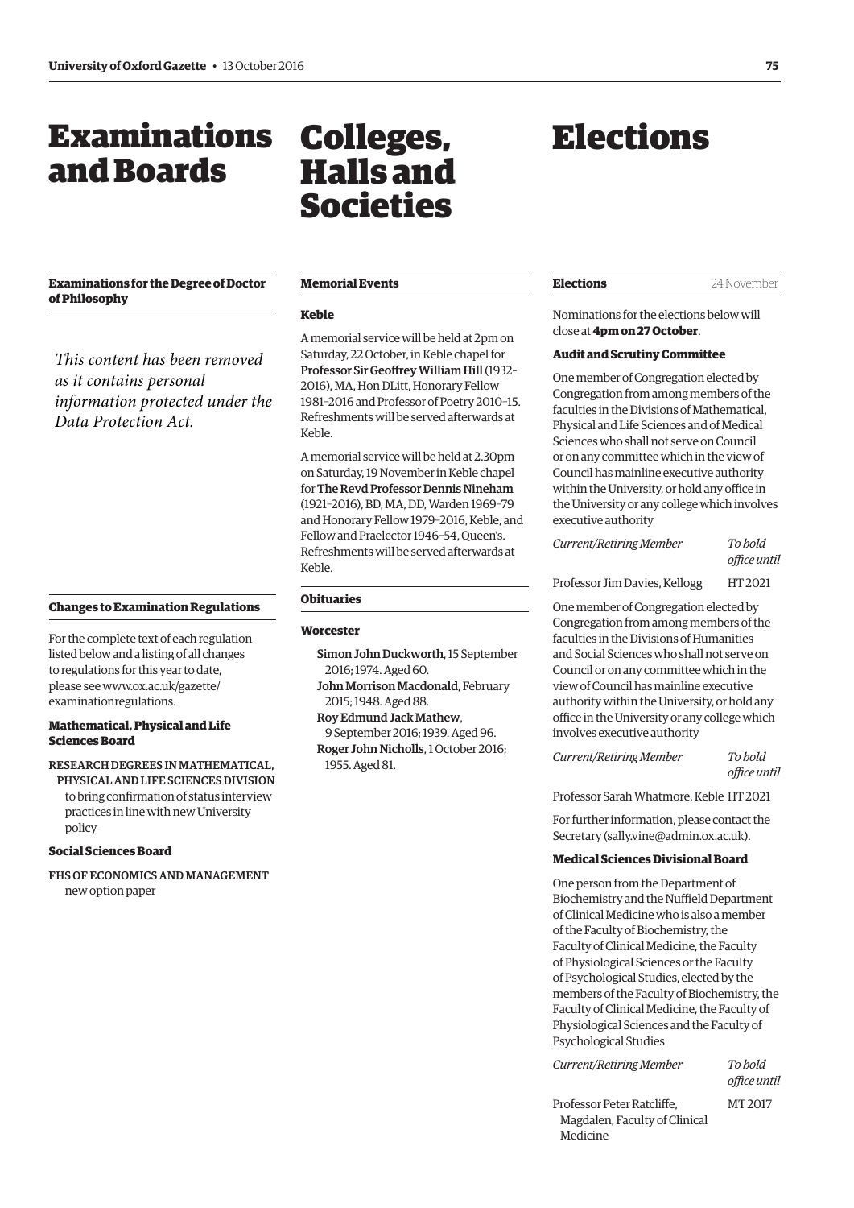# Examinations and Boards

## Examinations for the Degree of Doctor of Philosophy

*This content has been removed as it contains personal information protected under the Data Protection Act.*

## Changes to Examination Regulations

For the complete text of each regulation listed below and a listing of all changes to regulations for this year to date, please see www.ox.ac.uk/gazette/examinationregulations.

### Mathematical, Physical and Life Sciences Board

RESEARCH DEGREES IN MATHEMATICAL, PHYSICAL AND LIFE SCIENCES DIVISION
to bring confirmation of status interview practices in line with new University policy

### Social Sciences Board

FHS OF ECONOMICS AND MANAGEMENT
new option paper

# Colleges, Halls and Societies

## Memorial Events

### Keble

A memorial service will be held at 2pm on Saturday, 22 October, in Keble chapel for **Professor Sir Geoffrey William Hill** (1932–2016), MA, Hon DLitt, Honorary Fellow 1981–2016 and Professor of Poetry 2010–15. Refreshments will be served afterwards at Keble.

A memorial service will be held at 2.30pm on Saturday, 19 November in Keble chapel for **The Revd Professor Dennis Nineham** (1921–2016), BD, MA, DD, Warden 1969–79 and Honorary Fellow 1979–2016, Keble, and Fellow and Praelector 1946–54, Queen's. Refreshments will be served afterwards at Keble.

## Obituaries

### Worcester

**Simon John Duckworth**, 15 September 2016; 1974. Aged 60.
**John Morrison Macdonald**, February 2015; 1948. Aged 88.
**Roy Edmund Jack Mathew**, 9 September 2016; 1939. Aged 96.
**Roger John Nicholls**, 1 October 2016; 1955. Aged 81.

# Elections

## Elections — 24 November

Nominations for the elections below will close at **4pm on 27 October**.

### Audit and Scrutiny Committee

One member of Congregation elected by Congregation from among members of the faculties in the Divisions of Mathematical, Physical and Life Sciences and of Medical Sciences who shall not serve on Council or on any committee which in the view of Council has mainline executive authority within the University, or hold any office in the University or any college which involves executive authority

| *Current/Retiring Member* | *To hold office until* |
|---|---|
| Professor Jim Davies, Kellogg | HT 2021 |

One member of Congregation elected by Congregation from among members of the faculties in the Divisions of Humanities and Social Sciences who shall not serve on Council or on any committee which in the view of Council has mainline executive authority within the University, or hold any office in the University or any college which involves executive authority

| *Current/Retiring Member* | *To hold office until* |
|---|---|
| Professor Sarah Whatmore, Keble | HT 2021 |

For further information, please contact the Secretary (sally.vine@admin.ox.ac.uk).

### Medical Sciences Divisional Board

One person from the Department of Biochemistry and the Nuffield Department of Clinical Medicine who is also a member of the Faculty of Biochemistry, the Faculty of Clinical Medicine, the Faculty of Physiological Sciences or the Faculty of Psychological Studies, elected by the members of the Faculty of Biochemistry, the Faculty of Clinical Medicine, the Faculty of Physiological Sciences and the Faculty of Psychological Studies

| *Current/Retiring Member* | *To hold office until* |
|---|---|
| Professor Peter Ratcliffe, Magdalen, Faculty of Clinical Medicine | MT 2017 |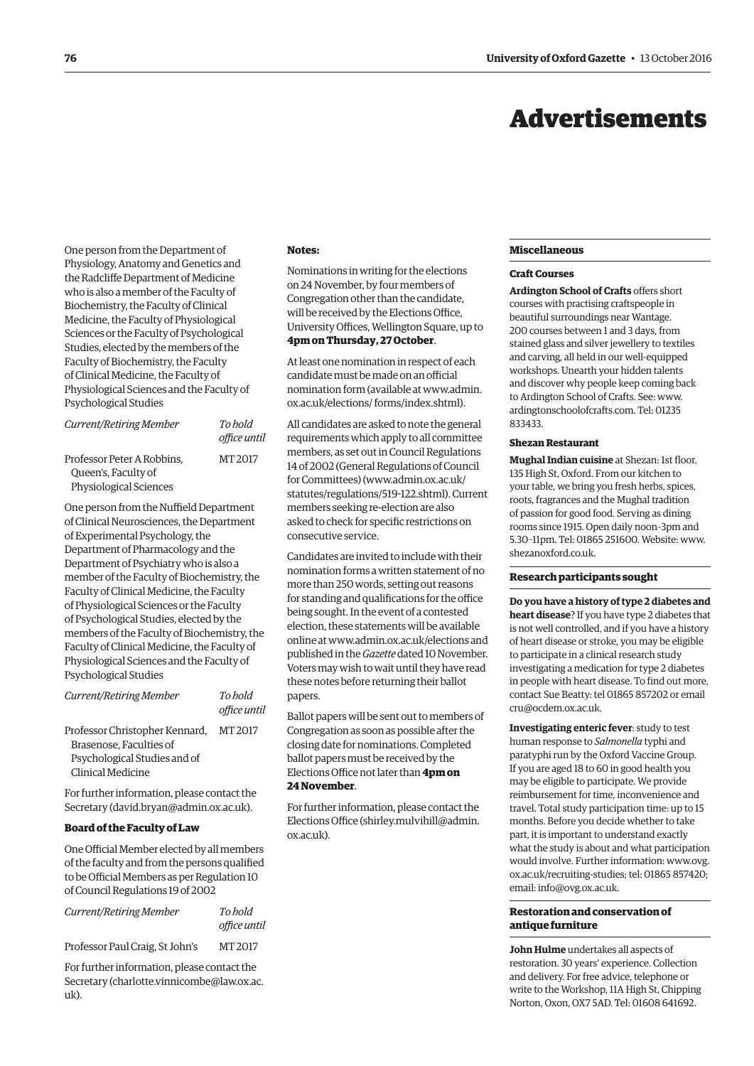# Advertisements

One person from the Department of Physiology, Anatomy and Genetics and the Radcliffe Department of Medicine who is also a member of the Faculty of Biochemistry, the Faculty of Clinical Medicine, the Faculty of Physiological Sciences or the Faculty of Psychological Studies, elected by the members of the Faculty of Biochemistry, the Faculty of Clinical Medicine, the Faculty of Physiological Sciences and the Faculty of Psychological Studies

| *Current/Retiring Member* | *To hold office until* |
|---|---|
| Professor Peter A Robbins, Queen's, Faculty of Physiological Sciences | MT 2017 |

One person from the Nuffield Department of Clinical Neurosciences, the Department of Experimental Psychology, the Department of Pharmacology and the Department of Psychiatry who is also a member of the Faculty of Biochemistry, the Faculty of Clinical Medicine, the Faculty of Physiological Sciences or the Faculty of Psychological Studies, elected by the members of the Faculty of Biochemistry, the Faculty of Clinical Medicine, the Faculty of Physiological Sciences and the Faculty of Psychological Studies

| *Current/Retiring Member* | *To hold office until* |
|---|---|
| Professor Christopher Kennard, Brasenose, Faculties of Psychological Studies and of Clinical Medicine | MT 2017 |

For further information, please contact the Secretary (david.bryan@admin.ox.ac.uk).

**Board of the Faculty of Law**

One Official Member elected by all members of the faculty and from the persons qualified to be Official Members as per Regulation 10 of Council Regulations 19 of 2002

| *Current/Retiring Member* | *To hold office until* |
|---|---|
| Professor Paul Craig, St John's | MT 2017 |

For further information, please contact the Secretary (charlotte.vinnicombe@law.ox.ac.uk).

**Notes:**

Nominations in writing for the elections on 24 November, by four members of Congregation other than the candidate, will be received by the Elections Office, University Offices, Wellington Square, up to **4pm on Thursday, 27 October**.

At least one nomination in respect of each candidate must be made on an official nomination form (available at www.admin.ox.ac.uk/elections/ forms/index.shtml).

All candidates are asked to note the general requirements which apply to all committee members, as set out in Council Regulations 14 of 2002 (General Regulations of Council for Committees) (www.admin.ox.ac.uk/statutes/regulations/519-122.shtml). Current members seeking re-election are also asked to check for specific restrictions on consecutive service.

Candidates are invited to include with their nomination forms a written statement of no more than 250 words, setting out reasons for standing and qualifications for the office being sought. In the event of a contested election, these statements will be available online at www.admin.ox.ac.uk/elections and published in the *Gazette* dated 10 November. Voters may wish to wait until they have read these notes before returning their ballot papers.

Ballot papers will be sent out to members of Congregation as soon as possible after the closing date for nominations. Completed ballot papers must be received by the Elections Office not later than **4pm on 24 November**.

For further information, please contact the Elections Office (shirley.mulvihill@admin.ox.ac.uk).

## Miscellaneous

### Craft Courses

**Ardington School of Crafts** offers short courses with practising craftspeople in beautiful surroundings near Wantage. 200 courses between 1 and 3 days, from stained glass and silver jewellery to textiles and carving, all held in our well-equipped workshops. Unearth your hidden talents and discover why people keep coming back to Ardington School of Crafts. See: www.ardingtonschoolofcrafts.com. Tel: 01235 833433.

### Shezan Restaurant

**Mughal Indian cuisine** at Shezan: 1st floor, 135 High St, Oxford. From our kitchen to your table, we bring you fresh herbs, spices, roots, fragrances and the Mughal tradition of passion for good food. Serving as dining rooms since 1915. Open daily noon–3pm and 5.30–11pm. Tel: 01865 251600. Website: www.shezanoxford.co.uk.

## Research participants sought

**Do you have a history of type 2 diabetes and heart disease**? If you have type 2 diabetes that is not well controlled, and if you have a history of heart disease or stroke, you may be eligible to participate in a clinical research study investigating a medication for type 2 diabetes in people with heart disease. To find out more, contact Sue Beatty: tel 01865 857202 or email cru@ocdem.ox.ac.uk.

**Investigating enteric fever**: study to test human response to *Salmonella* typhi and paratyphi run by the Oxford Vaccine Group. If you are aged 18 to 60 in good health you may be eligible to participate. We provide reimbursement for time, inconvenience and travel. Total study participation time: up to 15 months. Before you decide whether to take part, it is important to understand exactly what the study is about and what participation would involve. Further information: www.ovg.ox.ac.uk/recruiting-studies; tel: 01865 857420; email: info@ovg.ox.ac.uk.

## Restoration and conservation of antique furniture

**John Hulme** undertakes all aspects of restoration. 30 years' experience. Collection and delivery. For free advice, telephone or write to the Workshop, 11A High St, Chipping Norton, Oxon, OX7 5AD. Tel: 01608 641692.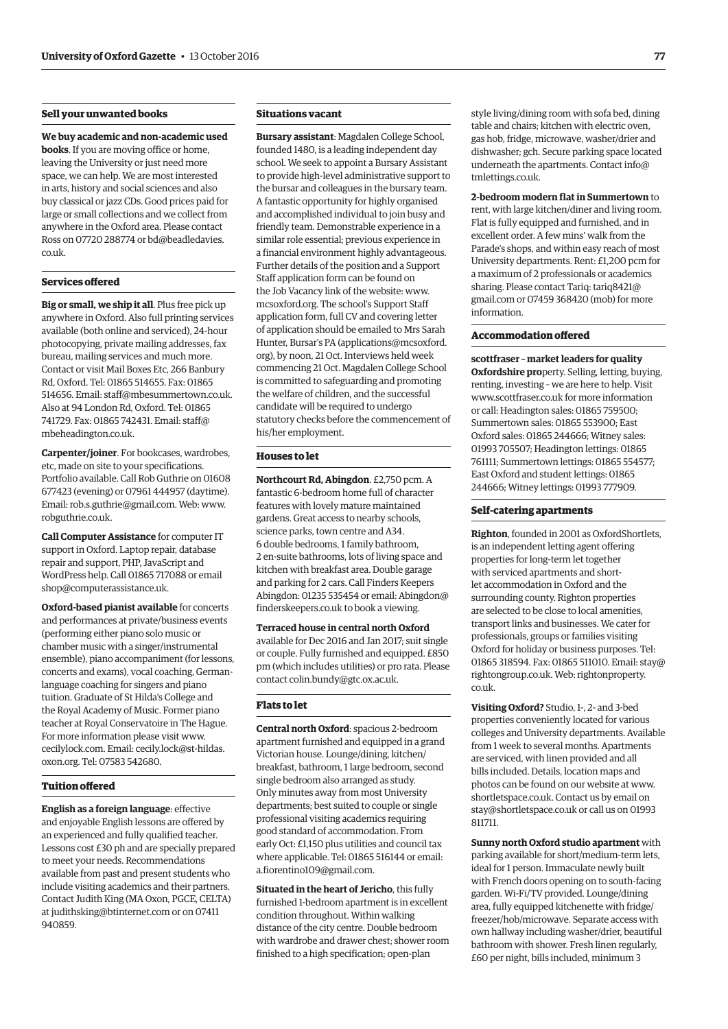## Sell your unwanted books

**We buy academic and non-academic used books**. If you are moving office or home, leaving the University or just need more space, we can help. We are most interested in arts, history and social sciences and also buy classical or jazz CDs. Good prices paid for large or small collections and we collect from anywhere in the Oxford area. Please contact Ross on 07720 288774 or bd@beadledavies.co.uk.

## Services offered

**Big or small, we ship it all**. Plus free pick up anywhere in Oxford. Also full printing services available (both online and serviced), 24-hour photocopying, private mailing addresses, fax bureau, mailing services and much more. Contact or visit Mail Boxes Etc, 266 Banbury Rd, Oxford. Tel: 01865 514655. Fax: 01865 514656. Email: staff@mbesummertown.co.uk. Also at 94 London Rd, Oxford. Tel: 01865 741729. Fax: 01865 742431. Email: staff@mbeheadington.co.uk.

**Carpenter/joiner**. For bookcases, wardrobes, etc, made on site to your specifications. Portfolio available. Call Rob Guthrie on 01608 677423 (evening) or 07961 444957 (daytime). Email: rob.s.guthrie@gmail.com. Web: www.robguthrie.co.uk.

**Call Computer Assistance** for computer IT support in Oxford. Laptop repair, database repair and support, PHP, JavaScript and WordPress help. Call 01865 717088 or email shop@computerassistance.uk.

**Oxford-based pianist available** for concerts and performances at private/business events (performing either piano solo music or chamber music with a singer/instrumental ensemble), piano accompaniment (for lessons, concerts and exams), vocal coaching, German-language coaching for singers and piano tuition. Graduate of St Hilda's College and the Royal Academy of Music. Former piano teacher at Royal Conservatoire in The Hague. For more information please visit www.cecilylock.com. Email: cecily.lock@st-hildas.oxon.org. Tel: 07583 542680.

## Tuition offered

**English as a foreign language**: effective and enjoyable English lessons are offered by an experienced and fully qualified teacher. Lessons cost £30 ph and are specially prepared to meet your needs. Recommendations available from past and present students who include visiting academics and their partners. Contact Judith King (MA Oxon, PGCE, CELTA) at judithsking@btinternet.com or on 07411 940859.

## Situations vacant

**Bursary assistant**: Magdalen College School, founded 1480, is a leading independent day school. We seek to appoint a Bursary Assistant to provide high-level administrative support to the bursar and colleagues in the bursary team. A fantastic opportunity for highly organised and accomplished individual to join busy and friendly team. Demonstrable experience in a similar role essential; previous experience in a financial environment highly advantageous. Further details of the position and a Support Staff application form can be found on the Job Vacancy link of the website: www.mcsoxford.org. The school's Support Staff application form, full CV and covering letter of application should be emailed to Mrs Sarah Hunter, Bursar's PA (applications@mcsoxford.org), by noon, 21 Oct. Interviews held week commencing 21 Oct. Magdalen College School is committed to safeguarding and promoting the welfare of children, and the successful candidate will be required to undergo statutory checks before the commencement of his/her employment.

## Houses to let

**Northcourt Rd, Abingdon**. £2,750 pcm. A fantastic 6-bedroom home full of character features with lovely mature maintained gardens. Great access to nearby schools, science parks, town centre and A34. 6 double bedrooms, 1 family bathroom, 2 en-suite bathrooms, lots of living space and kitchen with breakfast area. Double garage and parking for 2 cars. Call Finders Keepers Abingdon: 01235 535454 or email: Abingdon@finderskeepers.co.uk to book a viewing.

**Terraced house in central north Oxford** available for Dec 2016 and Jan 2017; suit single or couple. Fully furnished and equipped. £850 pm (which includes utilities) or pro rata. Please contact colin.bundy@gtc.ox.ac.uk.

## Flats to let

**Central north Oxford**: spacious 2-bedroom apartment furnished and equipped in a grand Victorian house. Lounge/dining, kitchen/breakfast, bathroom, 1 large bedroom, second single bedroom also arranged as study. Only minutes away from most University departments; best suited to couple or single professional visiting academics requiring good standard of accommodation. From early Oct: £1,150 plus utilities and council tax where applicable. Tel: 01865 516144 or email: a.fiorentino109@gmail.com.

**Situated in the heart of Jericho**, this fully furnished 1-bedroom apartment is in excellent condition throughout. Within walking distance of the city centre. Double bedroom with wardrobe and drawer chest; shower room finished to a high specification; open-plan style living/dining room with sofa bed, dining table and chairs; kitchen with electric oven, gas hob, fridge, microwave, washer/drier and dishwasher; gch. Secure parking space located underneath the apartments. Contact info@tmlettings.co.uk.

**2-bedroom modern flat in Summertown** to rent, with large kitchen/diner and living room. Flat is fully equipped and furnished, and in excellent order. A few mins' walk from the Parade's shops, and within easy reach of most University departments. Rent: £1,200 pcm for a maximum of 2 professionals or academics sharing. Please contact Tariq: tariq8421@gmail.com or 07459 368420 (mob) for more information.

## Accommodation offered

**scottfraser – market leaders for quality Oxfordshire pro**perty. Selling, letting, buying, renting, investing – we are here to help. Visit www.scottfraser.co.uk for more information or call: Headington sales: 01865 759500; Summertown sales: 01865 553900; East Oxford sales: 01865 244666; Witney sales: 01993 705507; Headington lettings: 01865 761111; Summertown lettings: 01865 554577; East Oxford and student lettings: 01865 244666; Witney lettings: 01993 777909.

## Self-catering apartments

**Righton**, founded in 2001 as OxfordShortlets, is an independent letting agent offering properties for long-term let together with serviced apartments and short-let accommodation in Oxford and the surrounding county. Righton properties are selected to be close to local amenities, transport links and businesses. We cater for professionals, groups or families visiting Oxford for holiday or business purposes. Tel: 01865 318594. Fax: 01865 511010. Email: stay@rightongroup.co.uk. Web: rightonproperty.co.uk.

**Visiting Oxford?** Studio, 1-, 2- and 3-bed properties conveniently located for various colleges and University departments. Available from 1 week to several months. Apartments are serviced, with linen provided and all bills included. Details, location maps and photos can be found on our website at www.shortletspace.co.uk. Contact us by email on stay@shortletspace.co.uk or call us on 01993 811711.

**Sunny north Oxford studio apartment** with parking available for short/medium-term lets, ideal for 1 person. Immaculate newly built with French doors opening on to south-facing garden. Wi-Fi/TV provided. Lounge/dining area, fully equipped kitchenette with fridge/freezer/hob/microwave. Separate access with own hallway including washer/drier, beautiful bathroom with shower. Fresh linen regularly, £60 per night, bills included, minimum 3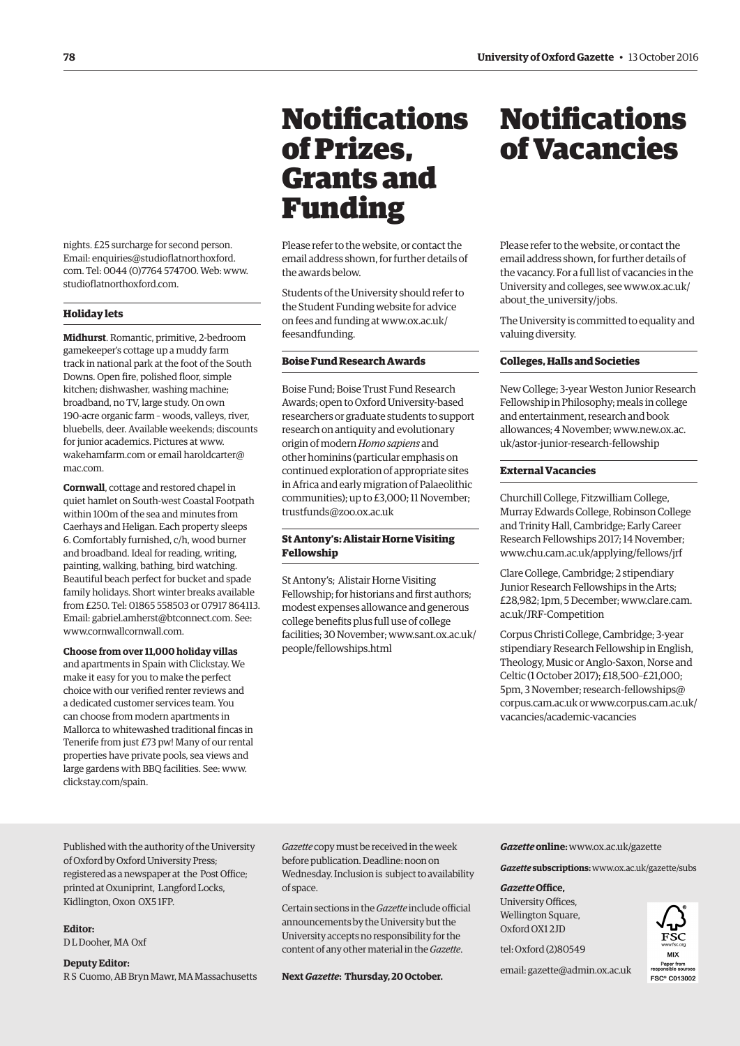nights. £25 surcharge for second person. Email: enquiries@studioflatnorthoxford.com. Tel: 0044 (0)7764 574700. Web: www.studioflatnorthoxford.com.

### Holiday lets

**Midhurst**. Romantic, primitive, 2-bedroom gamekeeper's cottage up a muddy farm track in national park at the foot of the South Downs. Open fire, polished floor, simple kitchen; dishwasher, washing machine; broadband, no TV, large study. On own 190-acre organic farm – woods, valleys, river, bluebells, deer. Available weekends; discounts for junior academics. Pictures at www.wakehamfarm.com or email haroldcarter@mac.com.

**Cornwall**, cottage and restored chapel in quiet hamlet on South-west Coastal Footpath within 100m of the sea and minutes from Caerhays and Heligan. Each property sleeps 6. Comfortably furnished, c/h, wood burner and broadband. Ideal for reading, writing, painting, walking, bathing, bird watching. Beautiful beach perfect for bucket and spade family holidays. Short winter breaks available from £250. Tel: 01865 558503 or 07917 864113. Email: gabriel.amherst@btconnect.com. See: www.cornwallcornwall.com.

**Choose from over 11,000 holiday villas** and apartments in Spain with Clickstay. We make it easy for you to make the perfect choice with our verified renter reviews and a dedicated customer services team. You can choose from modern apartments in Mallorca to whitewashed traditional fincas in Tenerife from just £73 pw! Many of our rental properties have private pools, sea views and large gardens with BBQ facilities. See: www.clickstay.com/spain.

# Notifications of Prizes, Grants and Funding

Please refer to the website, or contact the email address shown, for further details of the awards below.

Students of the University should refer to the Student Funding website for advice on fees and funding at www.ox.ac.uk/feesandfunding.

### Boise Fund Research Awards

Boise Fund; Boise Trust Fund Research Awards; open to Oxford University-based researchers or graduate students to support research on antiquity and evolutionary origin of modern *Homo sapiens* and other hominins (particular emphasis on continued exploration of appropriate sites in Africa and early migration of Palaeolithic communities); up to £3,000; 11 November; trustfunds@zoo.ox.ac.uk

### St Antony's: Alistair Horne Visiting Fellowship

St Antony's; Alistair Horne Visiting Fellowship; for historians and first authors; modest expenses allowance and generous college benefits plus full use of college facilities; 30 November; www.sant.ox.ac.uk/people/fellowships.html

# Notifications of Vacancies

Please refer to the website, or contact the email address shown, for further details of the vacancy. For a full list of vacancies in the University and colleges, see www.ox.ac.uk/about_the_university/jobs.

The University is committed to equality and valuing diversity.

### Colleges, Halls and Societies

New College; 3-year Weston Junior Research Fellowship in Philosophy; meals in college and entertainment, research and book allowances; 4 November; www.new.ox.ac.uk/astor-junior-research-fellowship

### External Vacancies

Churchill College, Fitzwilliam College, Murray Edwards College, Robinson College and Trinity Hall, Cambridge; Early Career Research Fellowships 2017; 14 November; www.chu.cam.ac.uk/applying/fellows/jrf

Clare College, Cambridge; 2 stipendiary Junior Research Fellowships in the Arts; £28,982; 1pm, 5 December; www.clare.cam.ac.uk/JRF-Competition

Corpus Christi College, Cambridge; 3-year stipendiary Research Fellowship in English, Theology, Music or Anglo-Saxon, Norse and Celtic (1 October 2017); £18,500–£21,000; 5pm, 3 November; research-fellowships@corpus.cam.ac.uk or www.corpus.cam.ac.uk/vacancies/academic-vacancies

---

Published with the authority of the University of Oxford by Oxford University Press; registered as a newspaper at the Post Office; printed at Oxuniprint, Langford Locks, Kidlington, Oxon OX5 1FP.

**Editor:**
D L Dooher, MA Oxf

**Deputy Editor:**
R S Cuomo, AB Bryn Mawr, MA Massachusetts

*Gazette* copy must be received in the week before publication. Deadline: noon on Wednesday. Inclusion is subject to availability of space.

Certain sections in the *Gazette* include official announcements by the University but the University accepts no responsibility for the content of any other material in the *Gazette*.

**Next *Gazette*: Thursday, 20 October.**

***Gazette* online:** www.ox.ac.uk/gazette

***Gazette* subscriptions:** www.ox.ac.uk/gazette/subs

***Gazette* Office,**
University Offices,
Wellington Square,
Oxford OX1 2JD

tel: Oxford (2)80549

email: gazette@admin.ox.ac.uk

FSC www.fsc.org MIX Paper from responsible sources FSC® C013002